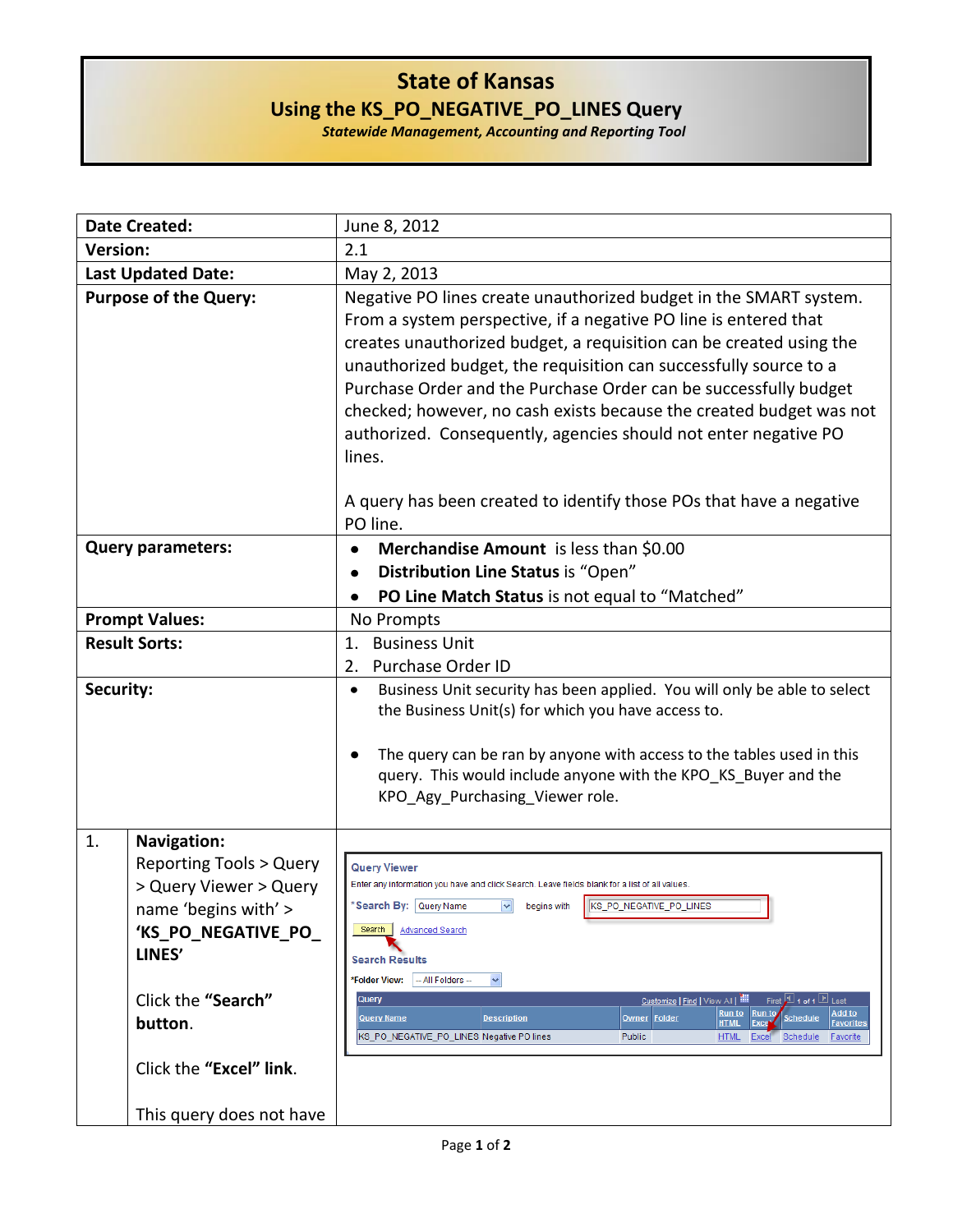# State of Kansas

## Using the KS_PO_NEGATIVE_PO_LINES Query

***Statewide Management, Accounting and Reporting Tool***

| | |
|---|---|
| **Date Created:** | June 8, 2012 |
| **Version:** | 2.1 |
| **Last Updated Date:** | May 2, 2013 |
| **Purpose of the Query:** | Negative PO lines create unauthorized budget in the SMART system. From a system perspective, if a negative PO line is entered that creates unauthorized budget, a requisition can be created using the unauthorized budget, the requisition can successfully source to a Purchase Order and the Purchase Order can be successfully budget checked; however, no cash exists because the created budget was not authorized. Consequently, agencies should not enter negative PO lines.<br><br>A query has been created to identify those POs that have a negative PO line. |
| **Query parameters:** | • **Merchandise Amount** is less than $0.00<br>• **Distribution Line Status** is “Open”<br>• **PO Line Match Status** is not equal to “Matched” |
| **Prompt Values:** | No Prompts |
| **Result Sorts:** | 1. Business Unit<br>2. Purchase Order ID |
| **Security:** | • Business Unit security has been applied. You will only be able to select the Business Unit(s) for which you have access to.<br><br>• The query can be ran by anyone with access to the tables used in this query. This would include anyone with the KPO_KS_Buyer and the KPO_Agy_Purchasing_Viewer role. |

| | | |
|---|---|---|
| 1. | **Navigation:** Reporting Tools > Query > Query Viewer > Query name ‘begins with’ > **‘KS_PO_NEGATIVE_PO_LINES’**<br><br>Click the **“Search” button**.<br><br>Click the **“Excel” link**.<br><br>This query does not have | |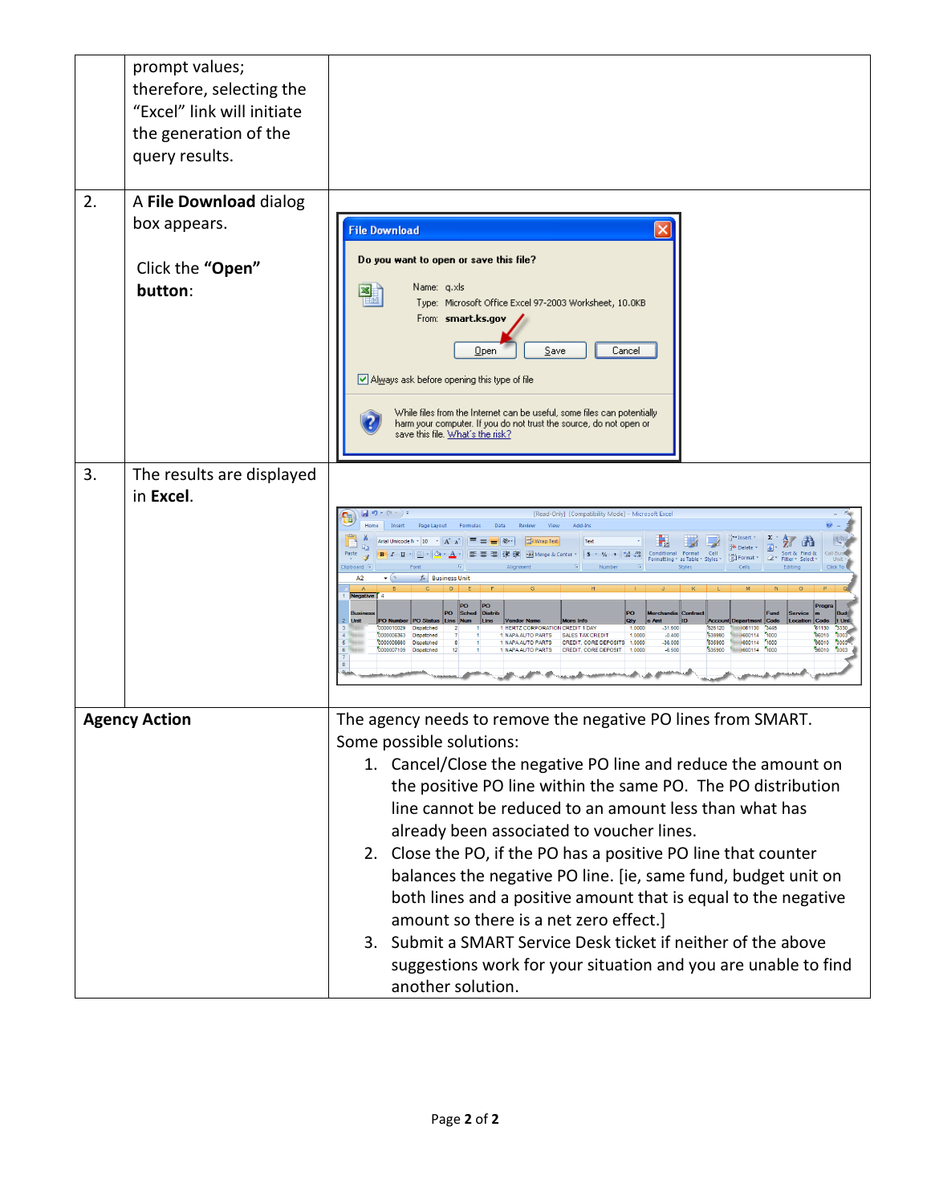| | | |
|---|---|---|
| | prompt values; therefore, selecting the “Excel” link will initiate the generation of the query results. | |
| 2. | A **File Download** dialog box appears.<br><br>Click the **“Open” button**: | |
| 3. | The results are displayed in **Excel**. | |
| **Agency Action** | | The agency needs to remove the negative PO lines from SMART. Some possible solutions:<br>1. Cancel/Close the negative PO line and reduce the amount on the positive PO line within the same PO. The PO distribution line cannot be reduced to an amount less than what has already been associated to voucher lines.<br>2. Close the PO, if the PO has a positive PO line that counter balances the negative PO line. [ie, same fund, budget unit on both lines and a positive amount that is equal to the negative amount so there is a net zero effect.]<br>3. Submit a SMART Service Desk ticket if neither of the above suggestions work for your situation and you are unable to find another solution. |